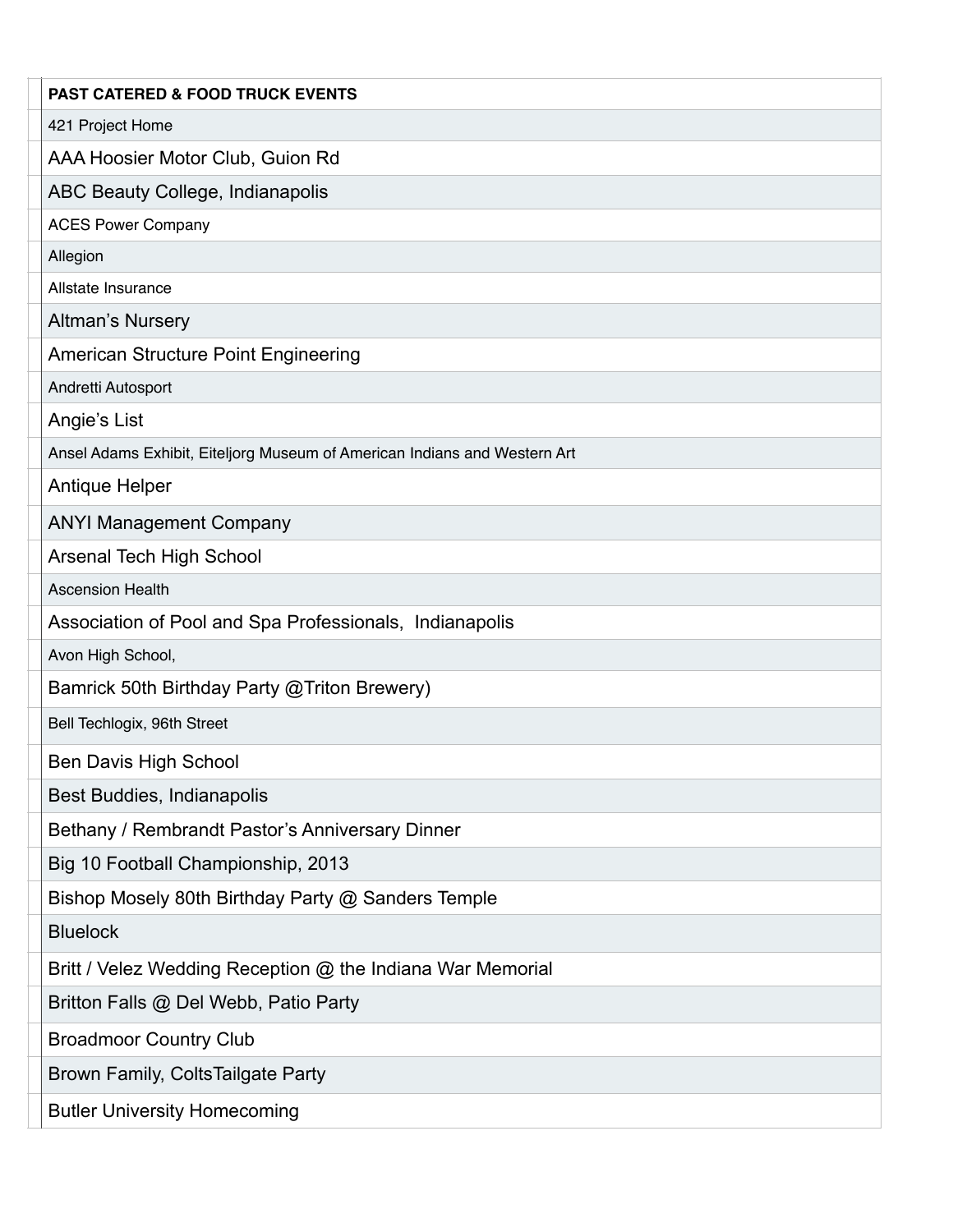| PAST CATERED & FOOD TRUCK EVENTS |
| --- |
| 421 Project Home |
| AAA Hoosier Motor Club, Guion Rd |
| ABC Beauty College, Indianapolis |
| ACES Power Company |
| Allegion |
| Allstate Insurance |
| Altman's Nursery |
| American Structure Point Engineering |
| Andretti Autosport |
| Angie's List |
| Ansel Adams Exhibit, Eiteljorg Museum of American Indians and Western Art |
| Antique Helper |
| ANYI Management Company |
| Arsenal Tech High School |
| Ascension Health |
| Association of Pool and Spa Professionals, Indianapolis |
| Avon High School, |
| Bamrick 50th Birthday Party @Triton Brewery) |
| Bell Techlogix, 96th Street |
| Ben Davis High School |
| Best Buddies, Indianapolis |
| Bethany / Rembrandt Pastor's Anniversary Dinner |
| Big 10 Football Championship, 2013 |
| Bishop Mosely 80th Birthday Party @ Sanders Temple |
| Bluelock |
| Britt / Velez Wedding Reception @ the Indiana War Memorial |
| Britton Falls @ Del Webb, Patio Party |
| Broadmoor Country Club |
| Brown Family, ColtsTailgate Party |
| Butler University Homecoming |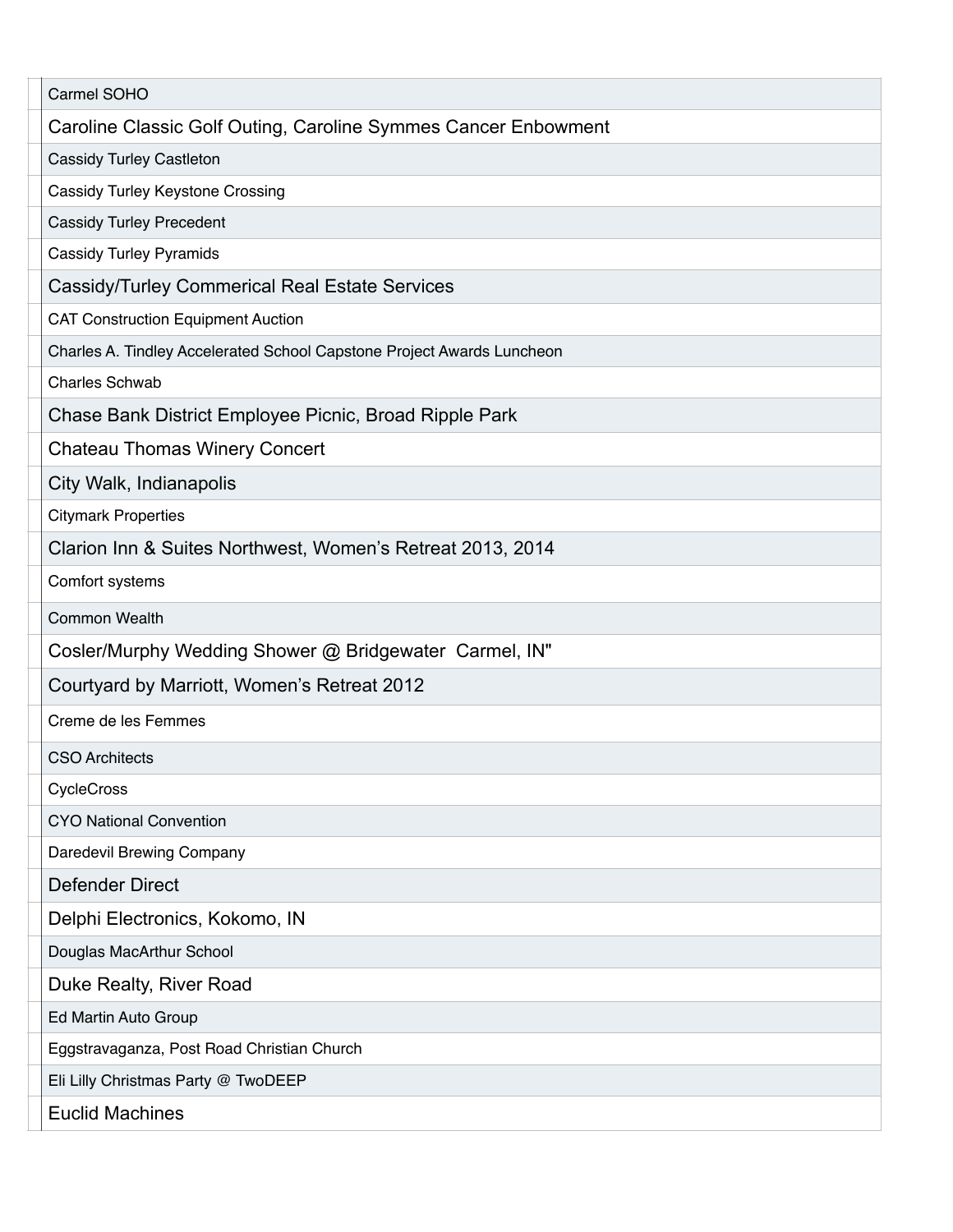| |
|---|
| Carmel SOHO |
| Caroline Classic Golf Outing, Caroline Symmes Cancer Enbowment |
| Cassidy Turley Castleton |
| Cassidy Turley Keystone Crossing |
| Cassidy Turley Precedent |
| Cassidy Turley Pyramids |
| Cassidy/Turley Commerical Real Estate Services |
| CAT Construction Equipment Auction |
| Charles A. Tindley Accelerated School Capstone Project Awards Luncheon |
| Charles Schwab |
| Chase Bank District Employee Picnic, Broad Ripple Park |
| Chateau Thomas Winery Concert |
| City Walk, Indianapolis |
| Citymark Properties |
| Clarion Inn & Suites Northwest, Women's Retreat 2013, 2014 |
| Comfort systems |
| Common Wealth |
| Cosler/Murphy Wedding Shower @ Bridgewater  Carmel, IN" |
| Courtyard by Marriott, Women's Retreat 2012 |
| Creme de les Femmes |
| CSO Architects |
| CycleCross |
| CYO National Convention |
| Daredevil Brewing Company |
| Defender Direct |
| Delphi Electronics, Kokomo, IN |
| Douglas MacArthur School |
| Duke Realty, River Road |
| Ed Martin Auto Group |
| Eggstravaganza, Post Road Christian Church |
| Eli Lilly Christmas Party @ TwoDEEP |
| Euclid Machines |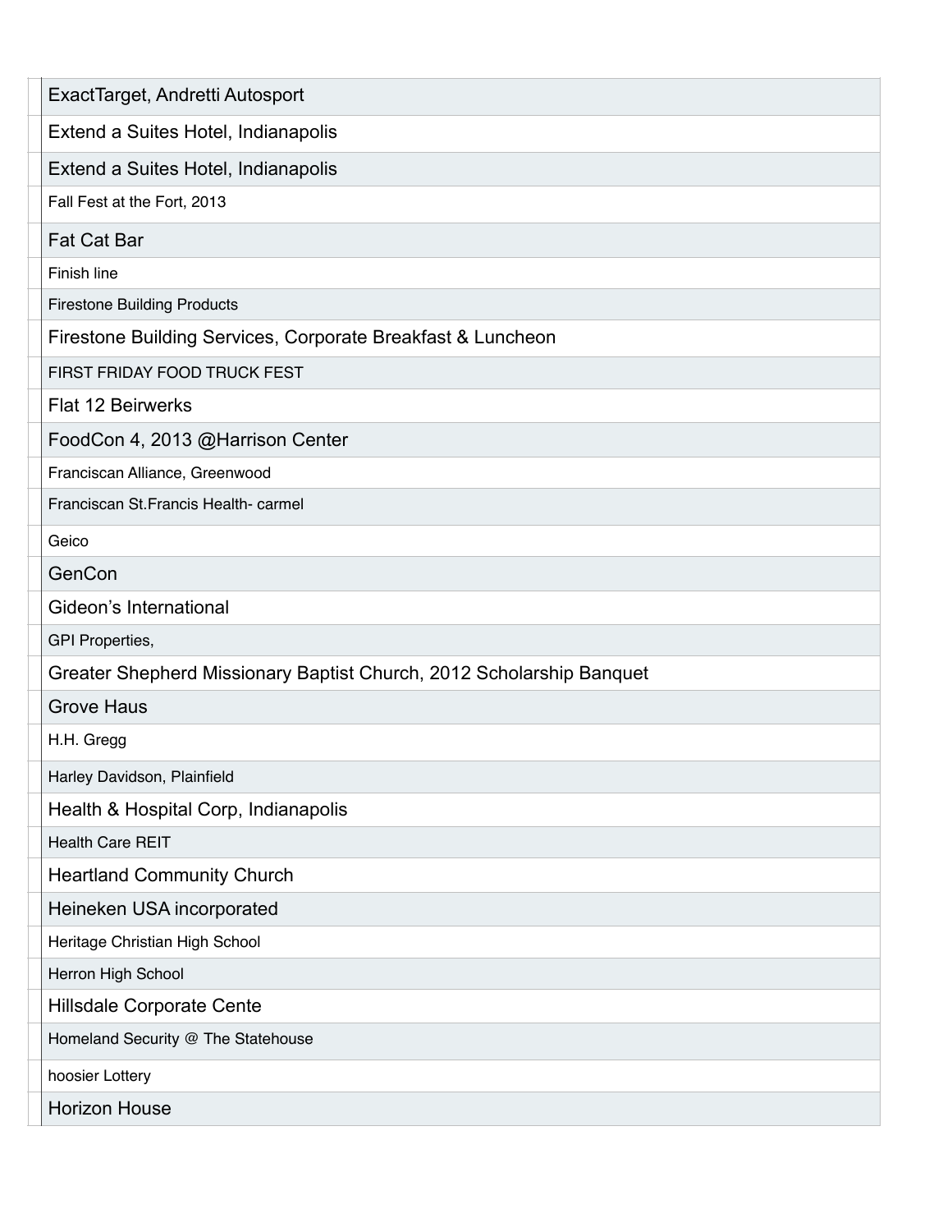| |
|---|
| ExactTarget, Andretti Autosport |
| Extend a Suites Hotel, Indianapolis |
| Extend a Suites Hotel, Indianapolis |
| Fall Fest at the Fort, 2013 |
| Fat Cat Bar |
| Finish line |
| Firestone Building Products |
| Firestone Building Services, Corporate Breakfast & Luncheon |
| FIRST FRIDAY FOOD TRUCK FEST |
| Flat 12 Beirwerks |
| FoodCon 4, 2013 @Harrison Center |
| Franciscan Alliance, Greenwood |
| Franciscan St.Francis Health- carmel |
| Geico |
| GenCon |
| Gideon's International |
| GPI Properties, |
| Greater Shepherd Missionary Baptist Church, 2012 Scholarship Banquet |
| Grove Haus |
| H.H. Gregg |
| Harley Davidson, Plainfield |
| Health & Hospital Corp, Indianapolis |
| Health Care REIT |
| Heartland Community Church |
| Heineken USA incorporated |
| Heritage Christian High School |
| Herron High School |
| Hillsdale Corporate Cente |
| Homeland Security @ The Statehouse |
| hoosier Lottery |
| Horizon House |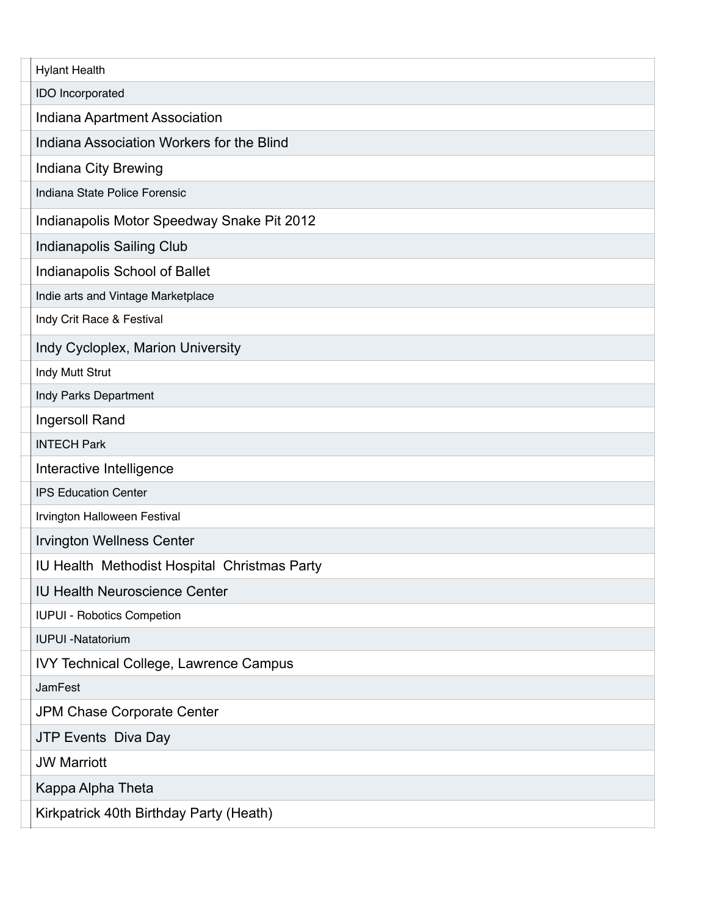| |
|---|
| Hylant Health |
| IDO Incorporated |
| Indiana Apartment Association |
| Indiana Association Workers for the Blind |
| Indiana City Brewing |
| Indiana State Police Forensic |
| Indianapolis Motor Speedway Snake Pit 2012 |
| Indianapolis Sailing Club |
| Indianapolis School of Ballet |
| Indie arts and Vintage Marketplace |
| Indy Crit Race & Festival |
| Indy Cycloplex, Marion University |
| Indy Mutt Strut |
| Indy Parks Department |
| Ingersoll Rand |
| INTECH Park |
| Interactive Intelligence |
| IPS Education Center |
| Irvington Halloween Festival |
| Irvington Wellness Center |
| IU Health  Methodist Hospital  Christmas Party |
| IU Health Neuroscience Center |
| IUPUI - Robotics Competion |
| IUPUI -Natatorium |
| IVY Technical College, Lawrence Campus |
| JamFest |
| JPM Chase Corporate Center |
| JTP Events  Diva Day |
| JW Marriott |
| Kappa Alpha Theta |
| Kirkpatrick 40th Birthday Party (Heath) |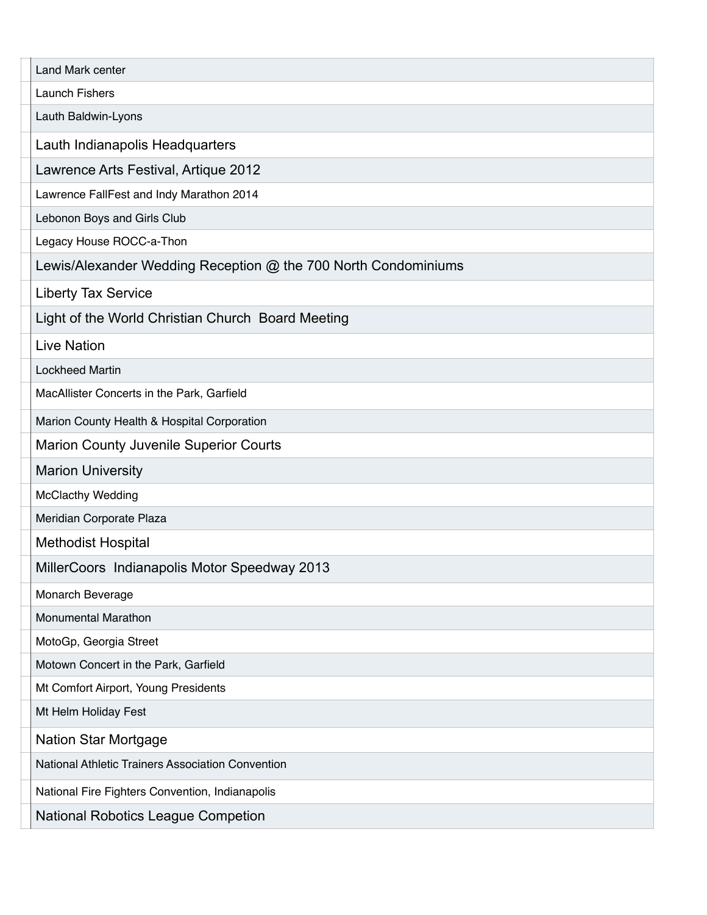| |
|---|
| Land Mark center |
| Launch Fishers |
| Lauth Baldwin-Lyons |
| Lauth Indianapolis Headquarters |
| Lawrence Arts Festival, Artique 2012 |
| Lawrence FallFest and Indy Marathon 2014 |
| Lebonon Boys and Girls Club |
| Legacy House ROCC-a-Thon |
| Lewis/Alexander Wedding Reception @ the 700 North Condominiums |
| Liberty Tax Service |
| Light of the World Christian Church  Board Meeting |
| Live Nation |
| Lockheed Martin |
| MacAllister Concerts in the Park, Garfield |
| Marion County Health & Hospital Corporation |
| Marion County Juvenile Superior Courts |
| Marion University |
| McClacthy Wedding |
| Meridian Corporate Plaza |
| Methodist Hospital |
| MillerCoors  Indianapolis Motor Speedway 2013 |
| Monarch Beverage |
| Monumental Marathon |
| MotoGp, Georgia Street |
| Motown Concert in the Park, Garfield |
| Mt Comfort Airport, Young Presidents |
| Mt Helm Holiday Fest |
| Nation Star Mortgage |
| National Athletic Trainers Association Convention |
| National Fire Fighters Convention, Indianapolis |
| National Robotics League Competion |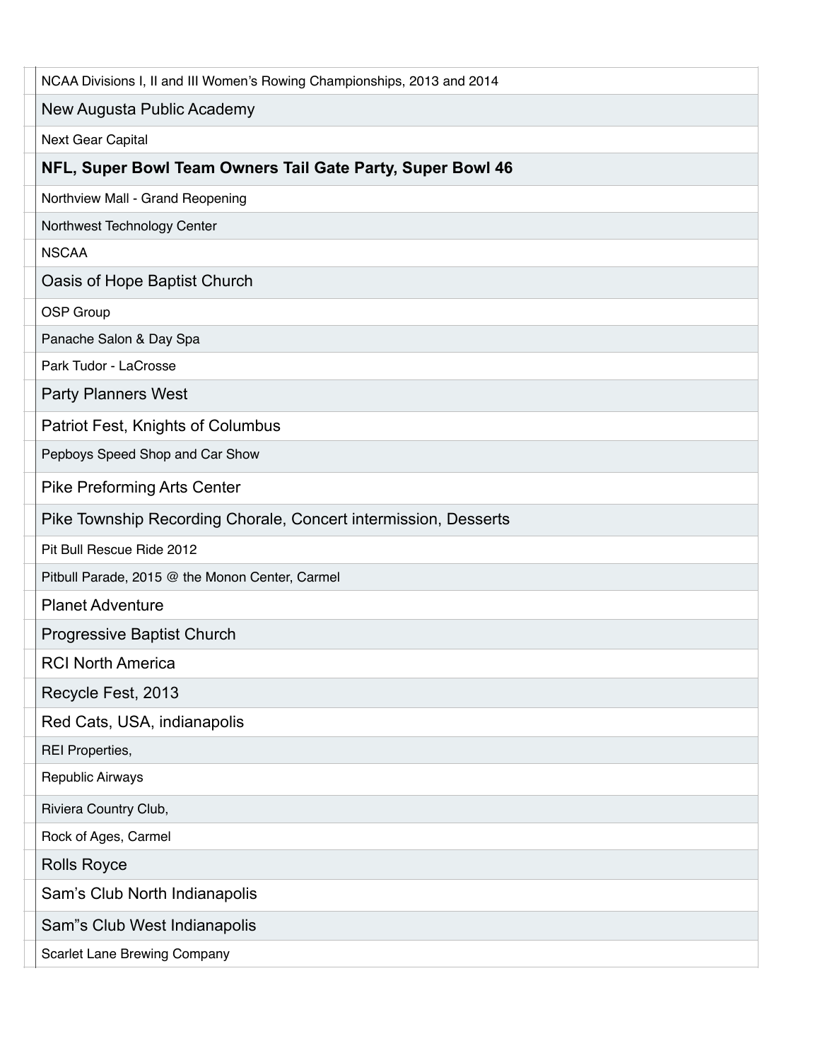| |
|---|
| NCAA Divisions I, II and III Women's Rowing Championships, 2013 and 2014 |
| New Augusta Public Academy |
| Next Gear Capital |
| **NFL, Super Bowl Team Owners Tail Gate Party, Super Bowl 46** |
| Northview Mall - Grand Reopening |
| Northwest Technology Center |
| NSCAA |
| Oasis of Hope Baptist Church |
| OSP Group |
| Panache Salon & Day Spa |
| Park Tudor - LaCrosse |
| Party Planners West |
| Patriot Fest, Knights of Columbus |
| Pepboys Speed Shop and Car Show |
| Pike Preforming Arts Center |
| Pike Township Recording Chorale, Concert intermission, Desserts |
| Pit Bull Rescue Ride 2012 |
| Pitbull Parade, 2015 @ the Monon Center, Carmel |
| Planet Adventure |
| Progressive Baptist Church |
| RCI North America |
| Recycle Fest, 2013 |
| Red Cats, USA, indianapolis |
| REI Properties, |
| Republic Airways |
| Riviera Country Club, |
| Rock of Ages, Carmel |
| Rolls Royce |
| Sam's Club North Indianapolis |
| Sam"s Club West Indianapolis |
| Scarlet Lane Brewing Company |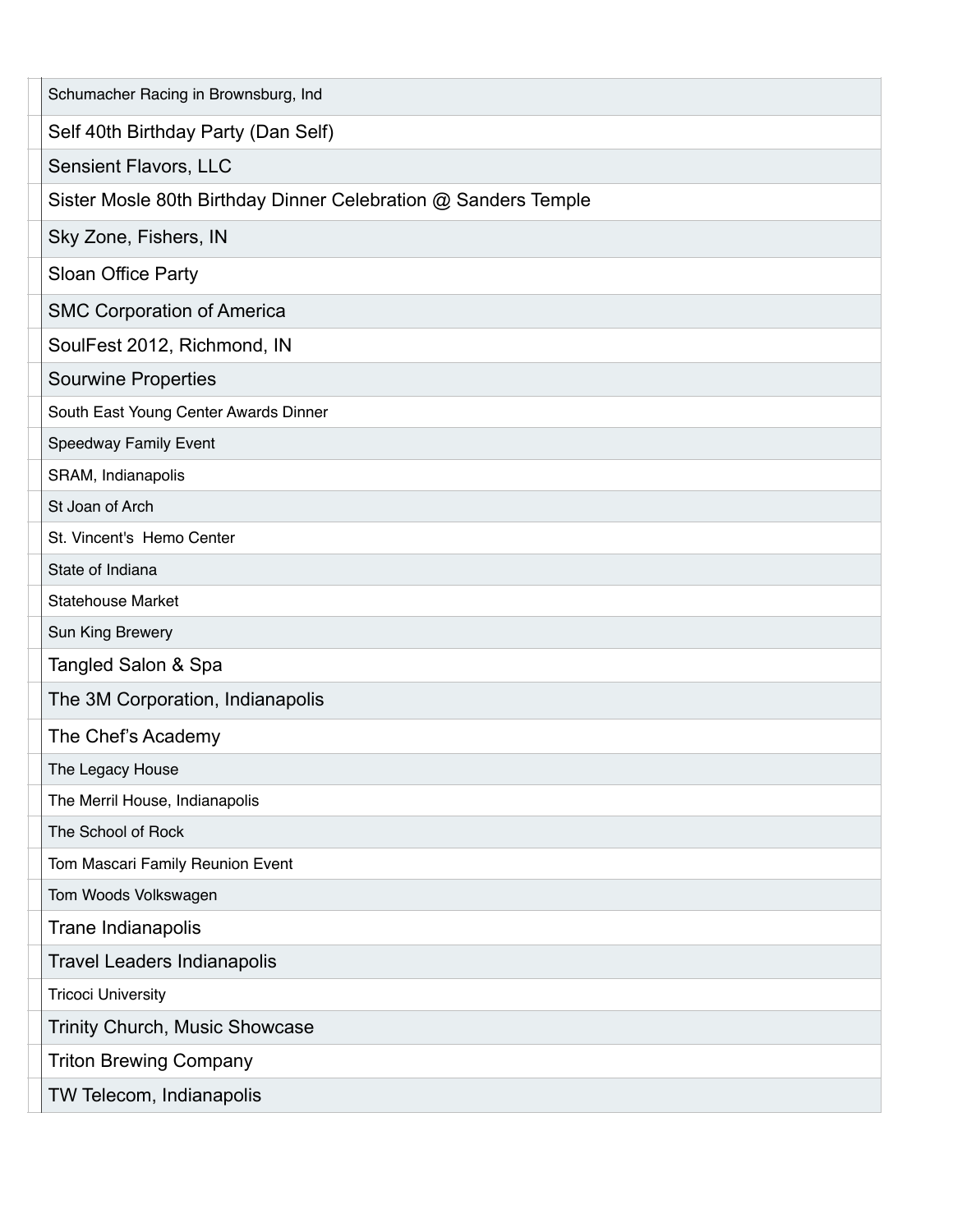| |
|---|
| Schumacher Racing in Brownsburg, Ind |
| Self 40th Birthday Party (Dan Self) |
| Sensient Flavors, LLC |
| Sister Mosle 80th Birthday Dinner Celebration @ Sanders Temple |
| Sky Zone, Fishers, IN |
| Sloan Office Party |
| SMC Corporation of America |
| SoulFest 2012, Richmond, IN |
| Sourwine Properties |
| South East Young Center Awards Dinner |
| Speedway Family Event |
| SRAM, Indianapolis |
| St Joan of Arch |
| St. Vincent's Hemo Center |
| State of Indiana |
| Statehouse Market |
| Sun King Brewery |
| Tangled Salon & Spa |
| The 3M Corporation, Indianapolis |
| The Chef's Academy |
| The Legacy House |
| The Merril House, Indianapolis |
| The School of Rock |
| Tom Mascari Family Reunion Event |
| Tom Woods Volkswagen |
| Trane Indianapolis |
| Travel Leaders Indianapolis |
| Tricoci University |
| Trinity Church, Music Showcase |
| Triton Brewing Company |
| TW Telecom, Indianapolis |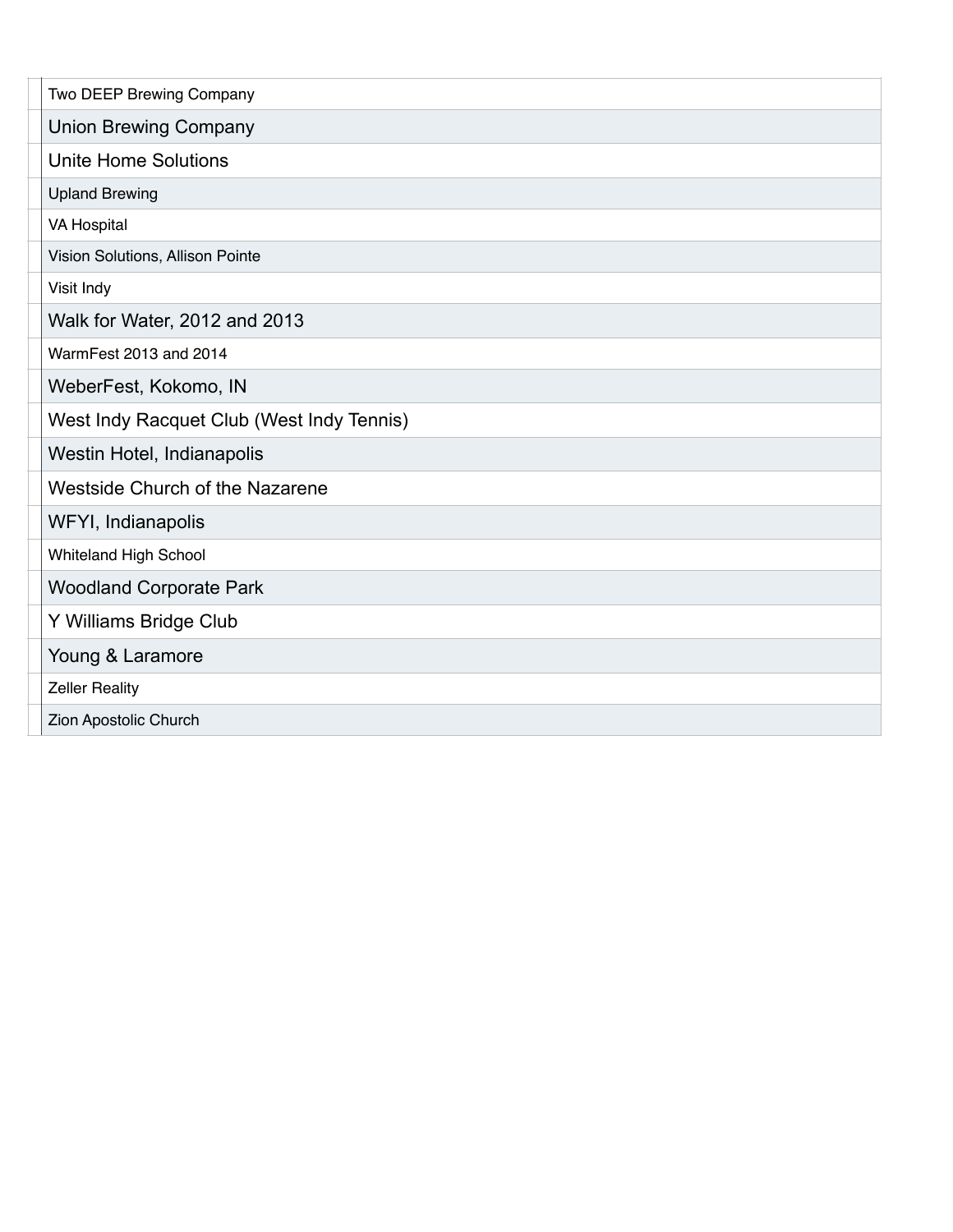| | |
|---|---|
| | Two DEEP Brewing Company |
| | Union Brewing Company |
| | Unite Home Solutions |
| | Upland Brewing |
| | VA Hospital |
| | Vision Solutions, Allison Pointe |
| | Visit Indy |
| | Walk for Water, 2012 and 2013 |
| | WarmFest 2013 and 2014 |
| | WeberFest, Kokomo, IN |
| | West Indy Racquet Club (West Indy Tennis) |
| | Westin Hotel, Indianapolis |
| | Westside Church of the Nazarene |
| | WFYI, Indianapolis |
| | Whiteland High School |
| | Woodland Corporate Park |
| | Y Williams Bridge Club |
| | Young & Laramore |
| | Zeller Reality |
| | Zion Apostolic Church |